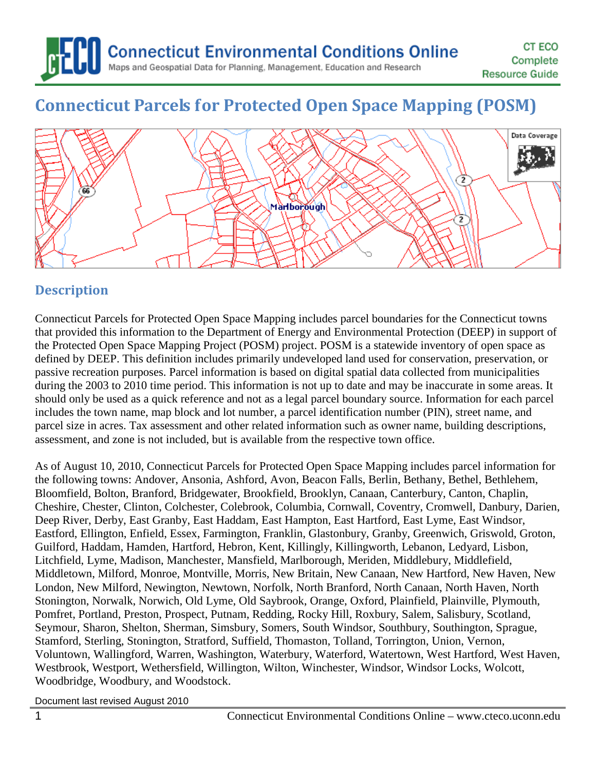# Connecticut Parcels for Protected Open Space Mapping (POSM)

## Description

Connecticut Parcels for Protected Open Space Mapping includes parcel boundaries for the Connecticut towns that provided this information to the Department of Energy and Environmental Protection (DEEP) in support of the Protected Open Space Mapping Project (POSM) project. POSM is a statewide inventory of open space as defined by DEEP. This definition includes primarily undeveloped land used for conservation, preservation, or passive recreation purposes. Parcel information is based on digital spatial data collected from municipalities during the 2003 to 2010 time period. This information is not up to date and may be inaccurate in some areas. It should only be used as a quick reference and not as a legal parcel boundary source. Information for each parcel includes the town name, map block and lot number, a parcel identification number (PIN), street name, and parcel size in acres. Tax assessment and other related information such as owner name, building descriptions, assessment, and zone is not included, but is available from the respective town office.

As of August 10, 2010, Connecticut Parcels for Protected Open Space Mapping includes parcel information for the following towns: Andover, Ansonia, Ashford, Avon, Beacon Falls, Berlin, Bethany, Bethel, Bethlehem, Bloomfield, Bolton, Branford, Bridgewater, Brookfield, Brooklyn, Canaan, Canterbury, Canton, Chaplin, Cheshire, Chester, Clinton, Colchester, Colebrook, Columbia, Cornwall, Coventry, Cromwell, Danbury, Darien, Deep River, Derby, East Granby, East Haddam, East Hampton, East Hartford, East Lyme, East Windsor, Eastford, Ellington, Enfield, Essex, Farmington, Franklin, Glastonbury, Granby, Greenwich, Griswold, Groton, Guilford, Haddam, Hamden, Hartford, Hebron, Kent, Killingly, Killingworth, Lebanon, Ledyard, Lisbon, Litchfield, Lyme, Madison, Manchester, Mansfield, Marlborough, Meriden, Middlebury, Middlefield, Middletown, Milford, Monroe, Montville, Morris, New Britain, New Canaan, New Hartford, New Haven, New London, New Milford, Newington, Newtown, Norfolk, North Branford, North Canaan, North Haven, North Stonington, Norwalk, Norwich, Old Lyme, Old Saybrook, Orange, Oxford, Plainfield, Plainville, Plymouth, Pomfret, Portland, Preston, Prospect, Putnam, Redding, Rocky Hill, Roxbury, Salem, Salisbury, Scotland, Seymour, Sharon, Shelton, Sherman, Simsbury, Somers, South Windsor, Southbury, Southington, Sprague, Stamford, Sterling, Stonington, Stratford, Suffield, Thomaston, Tolland, Torrington, Union, Vernon, Voluntown, Wallingford, Warren, Washington, Waterbury, Waterford, Watertown, West Hartford, West Haven, Westbrook, Westport, Wethersfield, Willington, Wilton, Winchester, Windsor, Windsor Locks, Wolcott, Woodbridge, Woodbury, and Woodstock.

Document last revised August 2010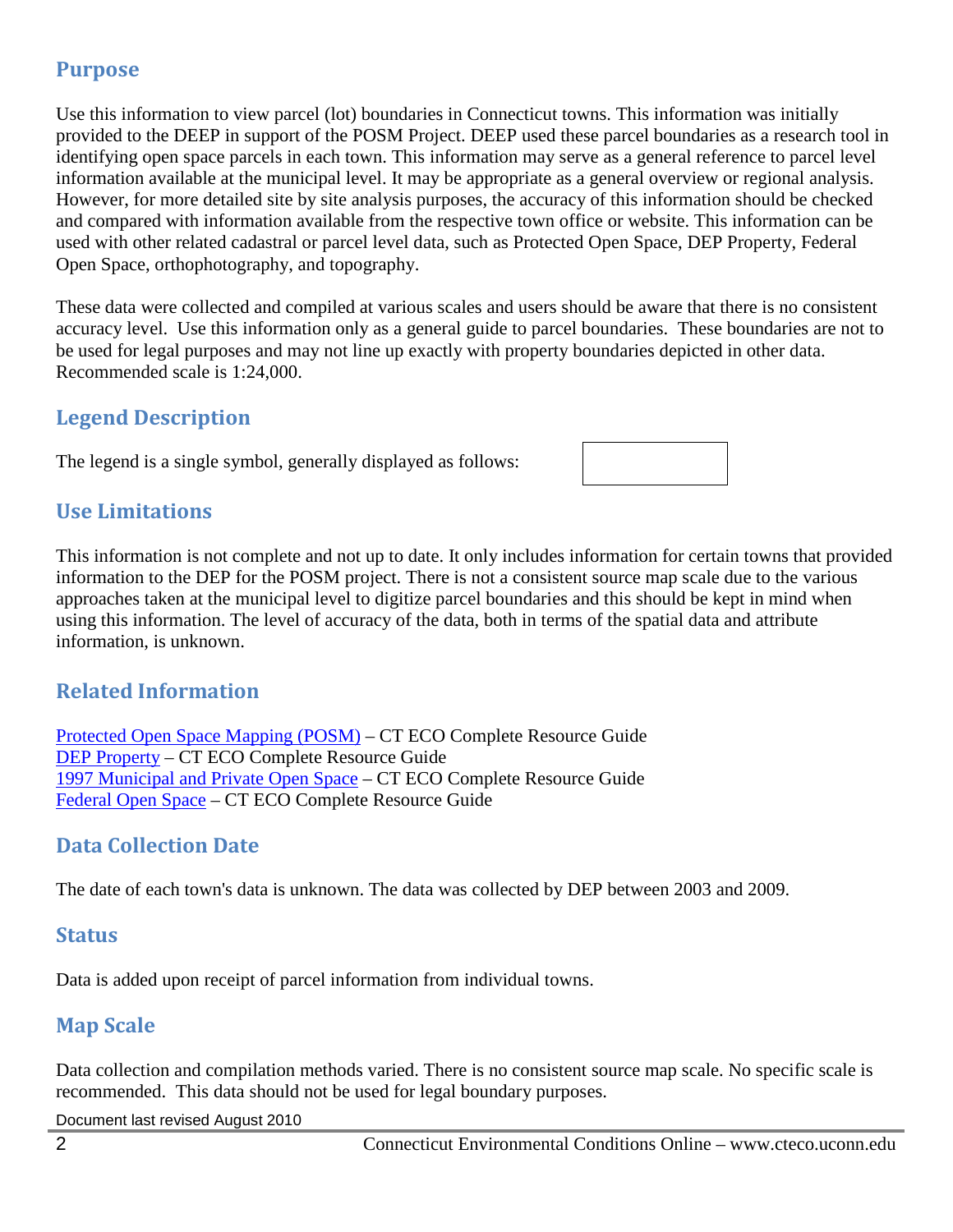## Purpose

Use this information to view parcel (lot) boundaries in Connecticut towns. This information was initially provided to the DEEP in support of the POSM Project. DEEP used these parcel boundaries as a research tool in identifying open space parcels in each town. This information may serve as a general reference to parcel level information available at the municipal level. It may be appropriate as a general overview or regional analysis. However, for more detailed site by site analysis purposes, the accuracy of this information should be checked and compared with information available from the respective town office or website. This information can be used with other related cadastral or parcel level data, such as Protected Open Space, DEP Property, Federal Open Space, orthophotography, and topography.

These data were collected and compiled at various scales and users should be aware that there is no consistent accuracy level. Use this information only as a general guide to parcel boundaries. These boundaries are not to be used for legal purposes and may not line up exactly with property boundaries depicted in other data. Recommended scale is 1:24,000.

## Legend Description

The legend is a single symbol, generally displayed as follows:

## Use Limitations

This information is not complete and not up to date. It only includes information for certain towns that provided information to the DEP for the POSM project. There is not a consistent source map scale due to the various approaches taken at the municipal level to digitize parcel boundaries and this should be kept in mind when using this information. The level of accuracy of the data, both in terms of the spatial data and attribute information, is unknown.

## Related Information

Protected Open Space Mapping (POSM) – CT ECO Complete Resource Guide
DEP Property – CT ECO Complete Resource Guide
1997 Municipal and Private Open Space – CT ECO Complete Resource Guide
Federal Open Space – CT ECO Complete Resource Guide

## Data Collection Date

The date of each town's data is unknown. The data was collected by DEP between 2003 and 2009.

## Status

Data is added upon receipt of parcel information from individual towns.

## Map Scale

Data collection and compilation methods varied. There is no consistent source map scale. No specific scale is recommended. This data should not be used for legal boundary purposes.

Document last revised August 2010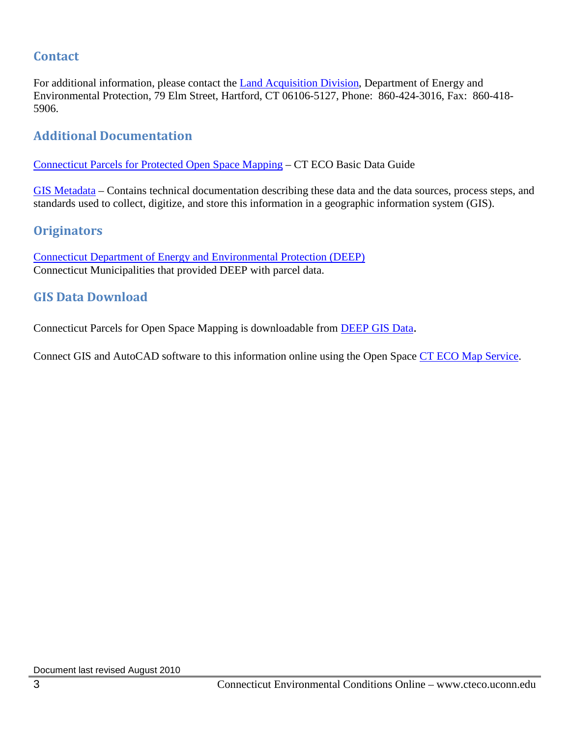## Contact

For additional information, please contact the Land Acquisition Division, Department of Energy and Environmental Protection, 79 Elm Street, Hartford, CT 06106-5127, Phone: 860-424-3016, Fax: 860-418-5906.

## Additional Documentation

Connecticut Parcels for Protected Open Space Mapping – CT ECO Basic Data Guide

GIS Metadata – Contains technical documentation describing these data and the data sources, process steps, and standards used to collect, digitize, and store this information in a geographic information system (GIS).

## Originators

Connecticut Department of Energy and Environmental Protection (DEEP)
Connecticut Municipalities that provided DEEP with parcel data.

## GIS Data Download

Connecticut Parcels for Open Space Mapping is downloadable from DEEP GIS Data.

Connect GIS and AutoCAD software to this information online using the Open Space CT ECO Map Service.

Document last revised August 2010